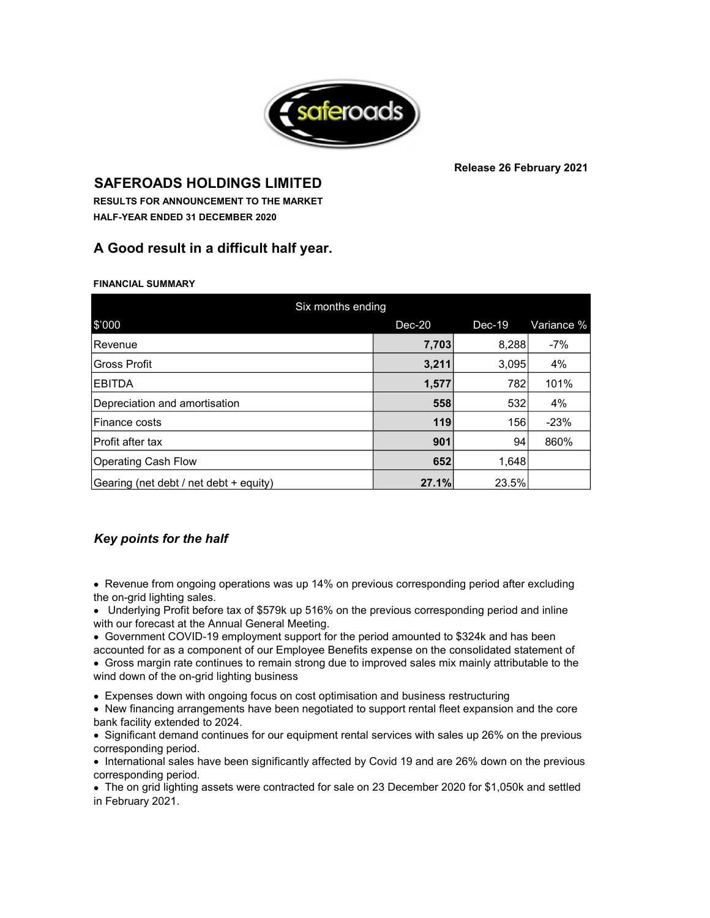Release 26 February 2021

# SAFEROADS HOLDINGS LIMITED

**RESULTS FOR ANNOUNCEMENT TO THE MARKET**

**HALF-YEAR ENDED 31 DECEMBER 2020**

## A Good result in a difficult half year.

**FINANCIAL SUMMARY**

| Six months ending | | | |
|---|---|---|---|
| $'000 | Dec-20 | Dec-19 | Variance % |
| Revenue | **7,703** | 8,288 | -7% |
| Gross Profit | **3,211** | 3,095 | 4% |
| EBITDA | **1,577** | 782 | 101% |
| Depreciation and amortisation | **558** | 532 | 4% |
| Finance costs | **119** | 156 | -23% |
| Profit after tax | **901** | 94 | 860% |
| Operating Cash Flow | **652** | 1,648 | |
| Gearing (net debt / net debt + equity) | **27.1%** | 23.5% | |

### *Key points for the half*

- Revenue from ongoing operations was up 14% on previous corresponding period after excluding the on-grid lighting sales.
- Underlying Profit before tax of $579k up 516% on the previous corresponding period and inline with our forecast at the Annual General Meeting.
- Government COVID-19 employment support for the period amounted to $324k and has been accounted for as a component of our Employee Benefits expense on the consolidated statement of
- Gross margin rate continues to remain strong due to improved sales mix mainly attributable to the wind down of the on-grid lighting business
- Expenses down with ongoing focus on cost optimisation and business restructuring
- New financing arrangements have been negotiated to support rental fleet expansion and the core bank facility extended to 2024.
- Significant demand continues for our equipment rental services with sales up 26% on the previous corresponding period.
- International sales have been significantly affected by Covid 19 and are 26% down on the previous corresponding period.
- The on grid lighting assets were contracted for sale on 23 December 2020 for $1,050k and settled in February 2021.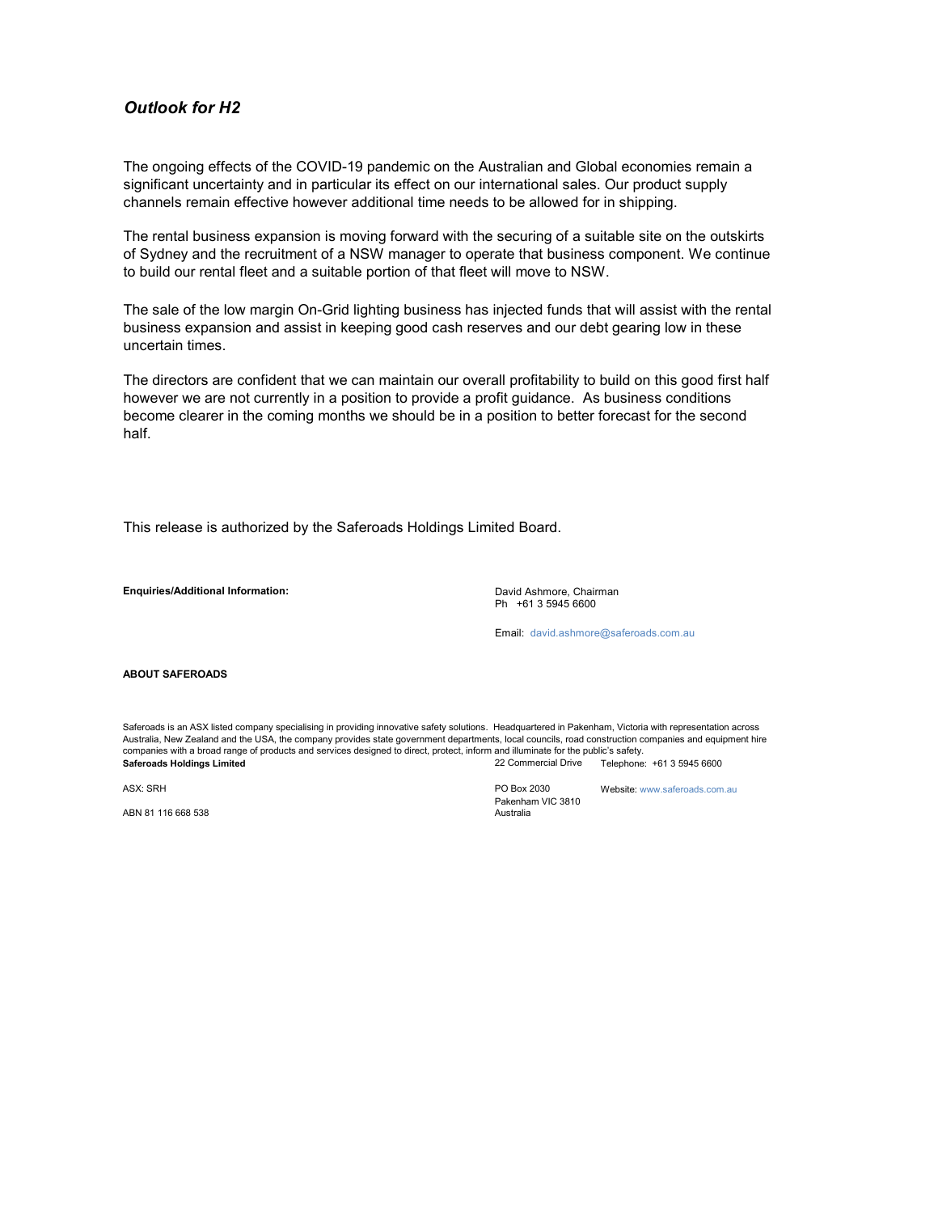### *Outlook for H2*

The ongoing effects of the COVID-19 pandemic on the Australian and Global economies remain a significant uncertainty and in particular its effect on our international sales. Our product supply channels remain effective however additional time needs to be allowed for in shipping.

The rental business expansion is moving forward with the securing of a suitable site on the outskirts of Sydney and the recruitment of a NSW manager to operate that business component. We continue to build our rental fleet and a suitable portion of that fleet will move to NSW.

The sale of the low margin On-Grid lighting business has injected funds that will assist with the rental business expansion and assist in keeping good cash reserves and our debt gearing low in these uncertain times.

The directors are confident that we can maintain our overall profitability to build on this good first half however we are not currently in a position to provide a profit guidance. As business conditions become clearer in the coming months we should be in a position to better forecast for the second half.

This release is authorized by the Saferoads Holdings Limited Board.

**Enquiries/Additional Information:**

David Ashmore, Chairman
Ph +61 3 5945 6600

Email: david.ashmore@saferoads.com.au

**ABOUT SAFEROADS**

Saferoads is an ASX listed company specialising in providing innovative safety solutions. Headquartered in Pakenham, Victoria with representation across Australia, New Zealand and the USA, the company provides state government departments, local councils, road construction companies and equipment hire companies with a broad range of products and services designed to direct, protect, inform and illuminate for the public's safety.

**Saferoads Holdings Limited**

ASX: SRH

ABN 81 116 668 538

22 Commercial Drive
PO Box 2030
Pakenham VIC 3810
Australia

Telephone: +61 3 5945 6600

Website: www.saferoads.com.au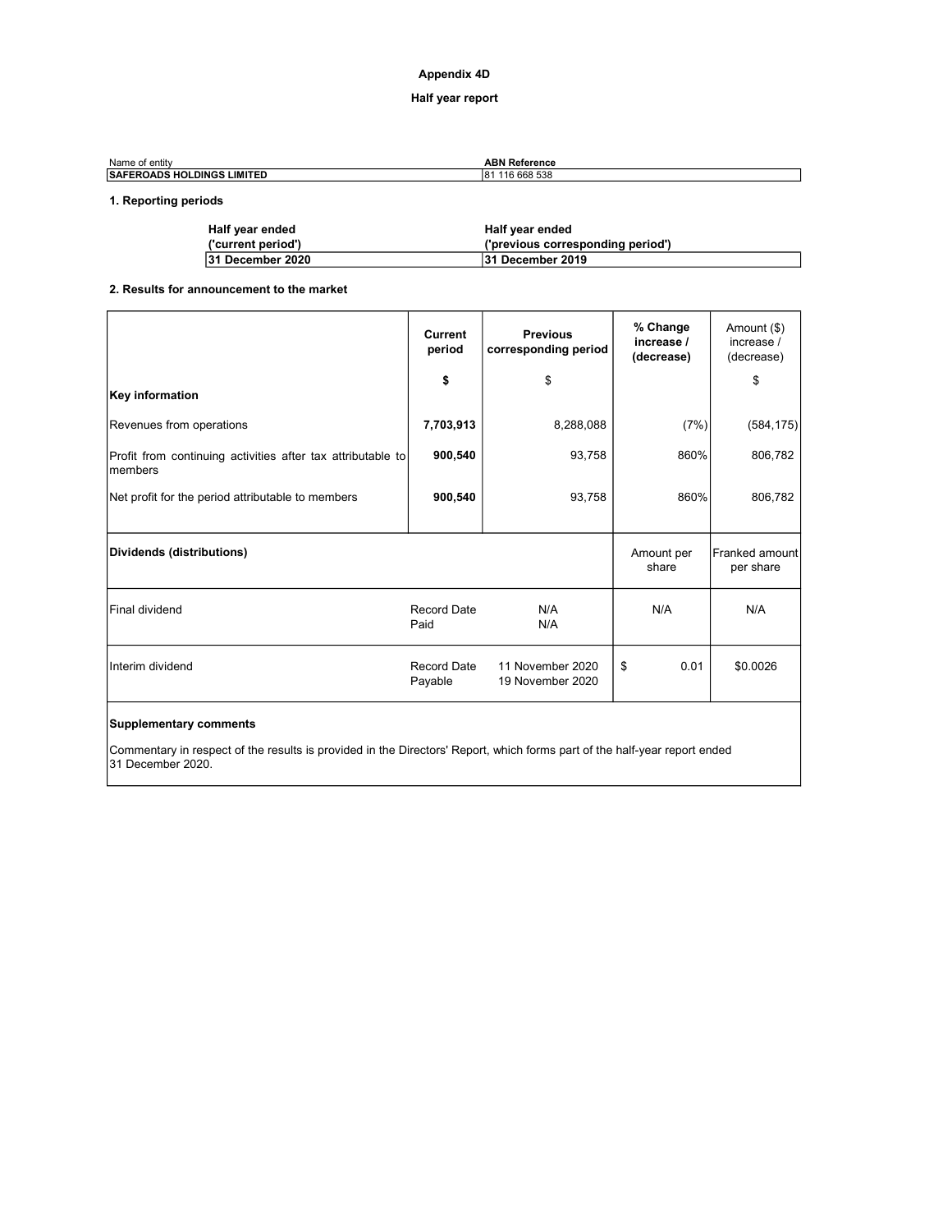# Appendix 4D

## Half year report

| Name of entity | ABN Reference |
|---|---|
| SAFEROADS HOLDINGS LIMITED | 81 116 668 538 |

### 1. Reporting periods

| Half year ended ('current period') | Half year ended ('previous corresponding period') |
|---|---|
| 31 December 2020 | 31 December 2019 |

### 2. Results for announcement to the market

| Key information | Current period $ | Previous corresponding period $ | % Change increase / (decrease) | Amount ($) increase / (decrease) $ |
|---|---|---|---|---|
| Revenues from operations | **7,703,913** | 8,288,088 | (7%) | (584,175) |
| Profit from continuing activities after tax attributable to members | **900,540** | 93,758 | 860% | 806,782 |
| Net profit for the period attributable to members | **900,540** | 93,758 | 860% | 806,782 |

| Dividends (distributions) | | | Amount per share | Franked amount per share |
|---|---|---|---|---|
| Final dividend | Record Date<br>Paid | N/A<br>N/A | N/A | N/A |
| Interim dividend | Record Date<br>Payable | 11 November 2020<br>19 November 2020 | $ 0.01 | $0.0026 |

**Supplementary comments**

Commentary in respect of the results is provided in the Directors' Report, which forms part of the half-year report ended 31 December 2020.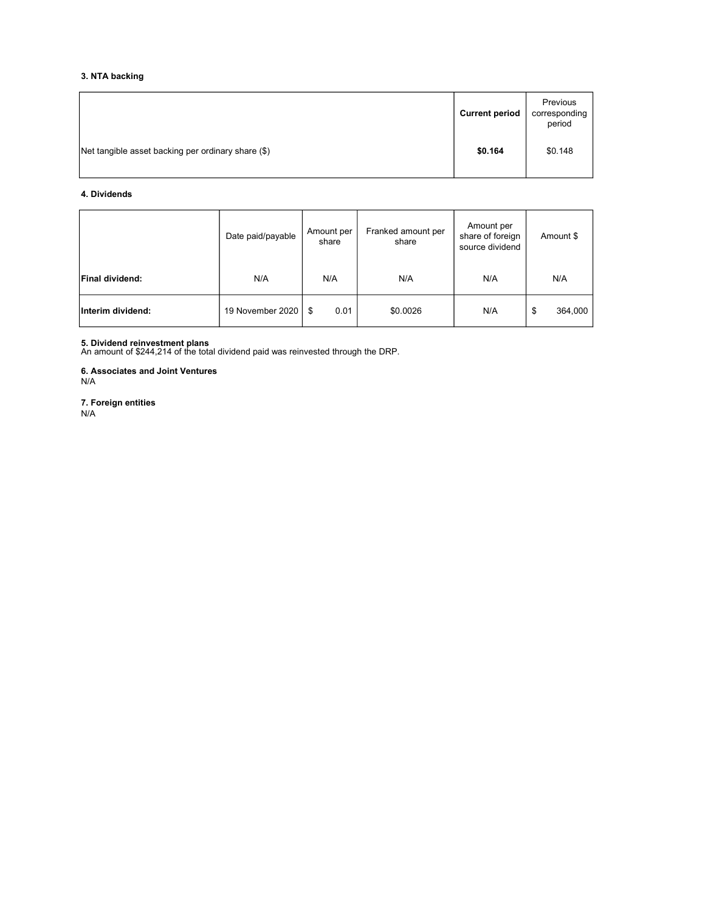### 3. NTA backing

| | **Current period** | Previous corresponding period |
|---|---|---|
| Net tangible asset backing per ordinary share ($) | **$0.164** | $0.148 |

### 4. Dividends

| | Date paid/payable | Amount per share | Franked amount per share | Amount per share of foreign source dividend | Amount $ |
|---|---|---|---|---|---|
| **Final dividend:** | N/A | N/A | N/A | N/A | N/A |
| **Interim dividend:** | 19 November 2020 | $ 0.01 | $0.0026 | N/A | $ 364,000 |

### 5. Dividend reinvestment plans

An amount of $244,214 of the total dividend paid was reinvested through the DRP.

### 6. Associates and Joint Ventures

N/A

### 7. Foreign entities

N/A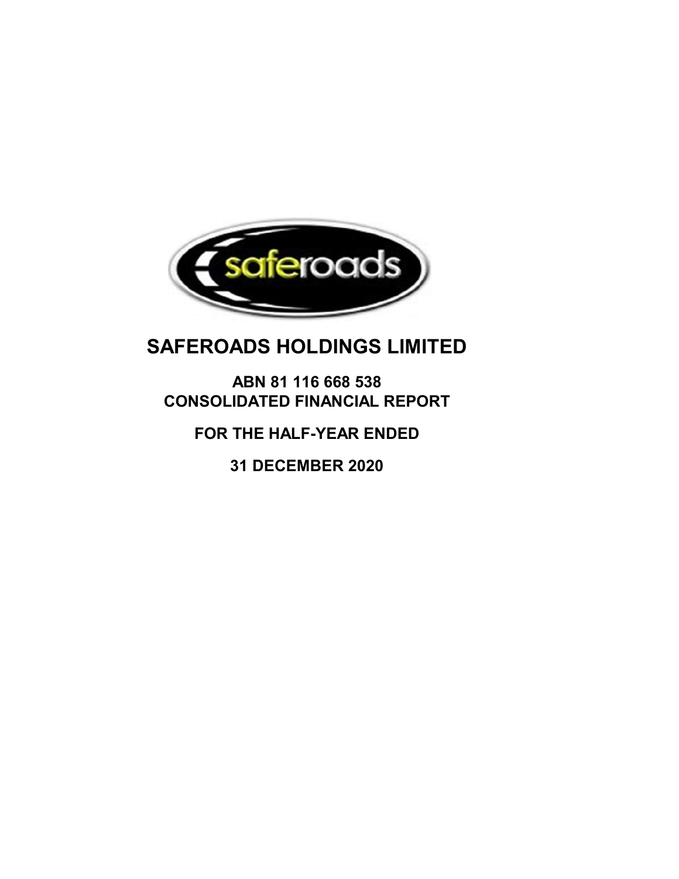# SAFEROADS HOLDINGS LIMITED

**ABN 81 116 668 538**
**CONSOLIDATED FINANCIAL REPORT**

**FOR THE HALF-YEAR ENDED**

**31 DECEMBER 2020**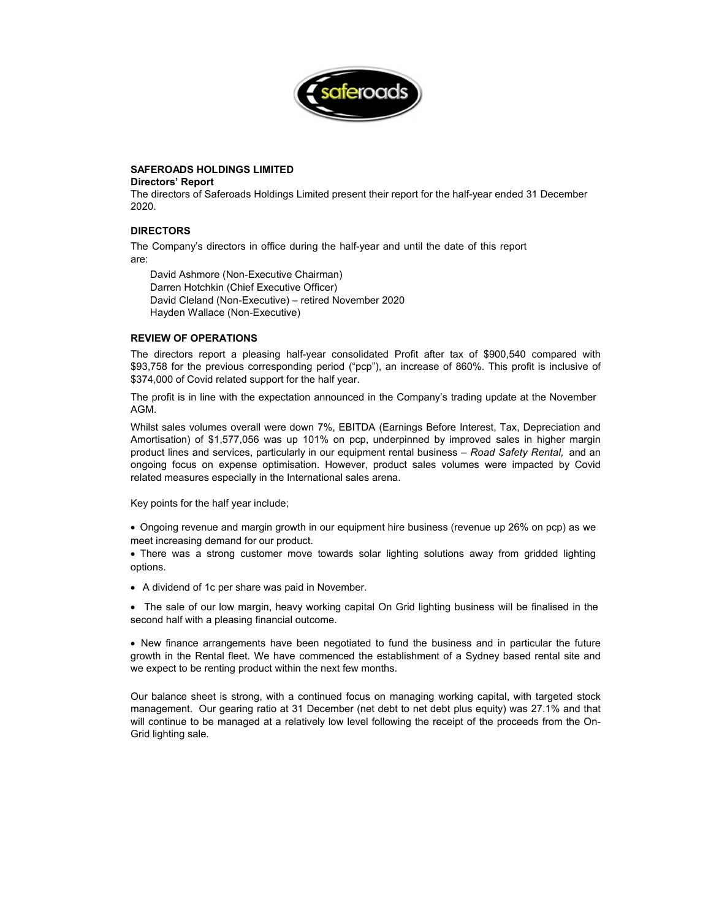**SAFEROADS HOLDINGS LIMITED**

**Directors' Report**

The directors of Saferoads Holdings Limited present their report for the half-year ended 31 December 2020.

## DIRECTORS

The Company's directors in office during the half-year and until the date of this report are:

David Ashmore (Non-Executive Chairman)
Darren Hotchkin (Chief Executive Officer)
David Cleland (Non-Executive) – retired November 2020
Hayden Wallace (Non-Executive)

## REVIEW OF OPERATIONS

The directors report a pleasing half-year consolidated Profit after tax of $900,540 compared with $93,758 for the previous corresponding period ("pcp"), an increase of 860%. This profit is inclusive of $374,000 of Covid related support for the half year.

The profit is in line with the expectation announced in the Company's trading update at the November AGM.

Whilst sales volumes overall were down 7%, EBITDA (Earnings Before Interest, Tax, Depreciation and Amortisation) of $1,577,056 was up 101% on pcp, underpinned by improved sales in higher margin product lines and services, particularly in our equipment rental business – *Road Safety Rental,* and an ongoing focus on expense optimisation. However, product sales volumes were impacted by Covid related measures especially in the International sales arena.

Key points for the half year include;

- Ongoing revenue and margin growth in our equipment hire business (revenue up 26% on pcp) as we meet increasing demand for our product.
- There was a strong customer move towards solar lighting solutions away from gridded lighting options.
- A dividend of 1c per share was paid in November.
- The sale of our low margin, heavy working capital On Grid lighting business will be finalised in the second half with a pleasing financial outcome.
- New finance arrangements have been negotiated to fund the business and in particular the future growth in the Rental fleet. We have commenced the establishment of a Sydney based rental site and we expect to be renting product within the next few months.

Our balance sheet is strong, with a continued focus on managing working capital, with targeted stock management. Our gearing ratio at 31 December (net debt to net debt plus equity) was 27.1% and that will continue to be managed at a relatively low level following the receipt of the proceeds from the On-Grid lighting sale.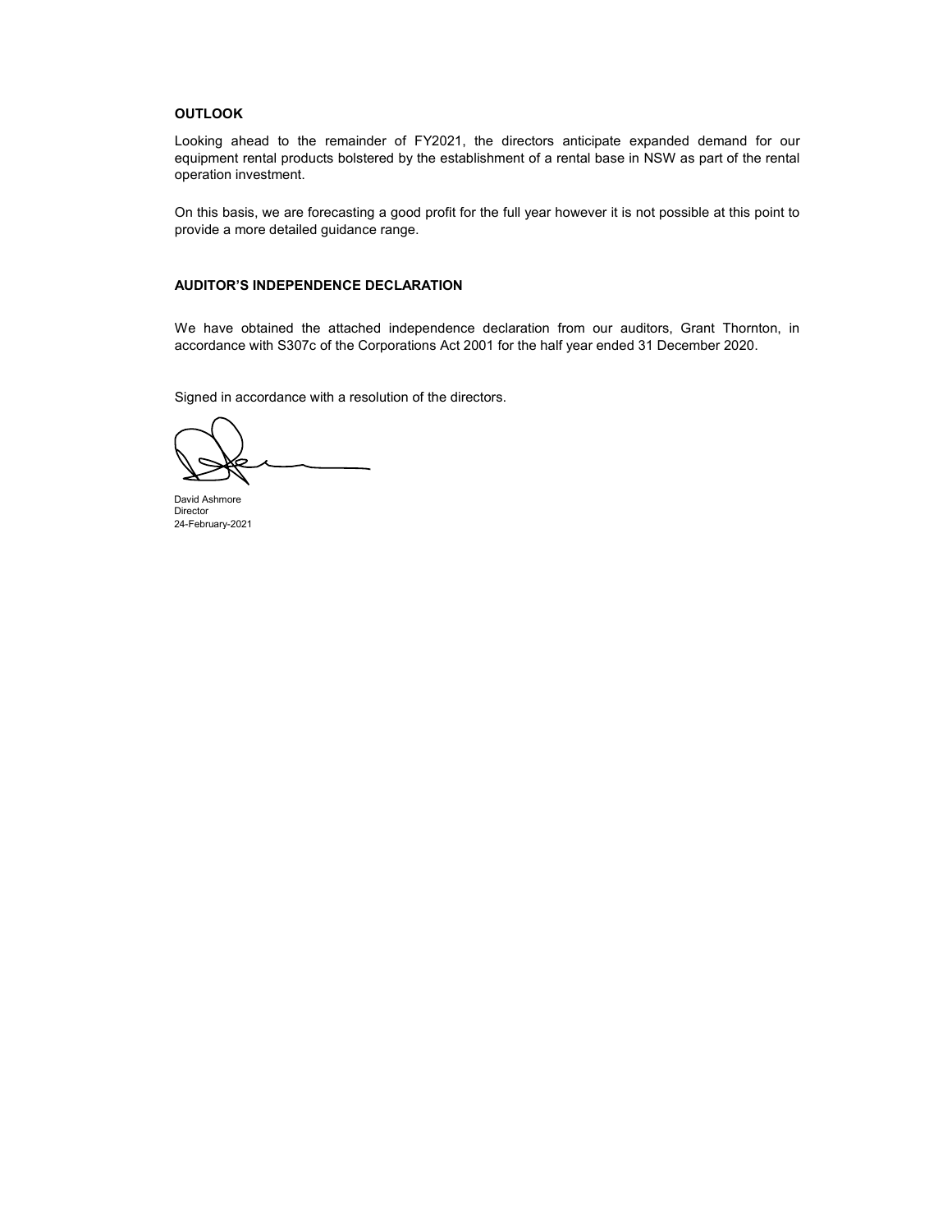## OUTLOOK

Looking ahead to the remainder of FY2021, the directors anticipate expanded demand for our equipment rental products bolstered by the establishment of a rental base in NSW as part of the rental operation investment.

On this basis, we are forecasting a good profit for the full year however it is not possible at this point to provide a more detailed guidance range.

## AUDITOR'S INDEPENDENCE DECLARATION

We have obtained the attached independence declaration from our auditors, Grant Thornton, in accordance with S307c of the Corporations Act 2001 for the half year ended 31 December 2020.

Signed in accordance with a resolution of the directors.

David Ashmore
Director
24-February-2021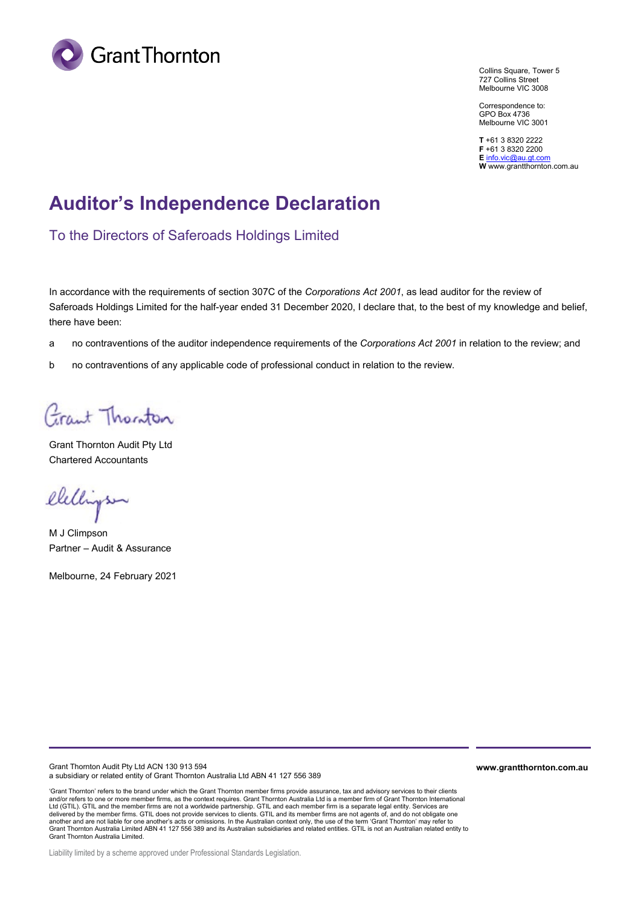Collins Square, Tower 5
727 Collins Street
Melbourne VIC 3008

Correspondence to:
GPO Box 4736
Melbourne VIC 3001

**T** +61 3 8320 2222
**F** +61 3 8320 2200
**E** info.vic@au.gt.com
**W** www.grantthornton.com.au

# Auditor's Independence Declaration

## To the Directors of Saferoads Holdings Limited

In accordance with the requirements of section 307C of the *Corporations Act 2001*, as lead auditor for the review of Saferoads Holdings Limited for the half-year ended 31 December 2020, I declare that, to the best of my knowledge and belief, there have been:

a no contraventions of the auditor independence requirements of the *Corporations Act 2001* in relation to the review; and

b no contraventions of any applicable code of professional conduct in relation to the review.

Grant Thornton Audit Pty Ltd
Chartered Accountants

M J Climpson
Partner – Audit & Assurance

Melbourne, 24 February 2021

Grant Thornton Audit Pty Ltd ACN 130 913 594
a subsidiary or related entity of Grant Thornton Australia Ltd ABN 41 127 556 389

**www.grantthornton.com.au**

'Grant Thornton' refers to the brand under which the Grant Thornton member firms provide assurance, tax and advisory services to their clients and/or refers to one or more member firms, as the context requires. Grant Thornton Australia Ltd is a member firm of Grant Thornton International Ltd (GTIL). GTIL and the member firms are not a worldwide partnership. GTIL and each member firm is a separate legal entity. Services are delivered by the member firms. GTIL does not provide services to clients. GTIL and its member firms are not agents of, and do not obligate one another and are not liable for one another's acts or omissions. In the Australian context only, the use of the term 'Grant Thornton' may refer to Grant Thornton Australia Limited ABN 41 127 556 389 and its Australian subsidiaries and related entities. GTIL is not an Australian related entity to Grant Thornton Australia Limited.

Liability limited by a scheme approved under Professional Standards Legislation.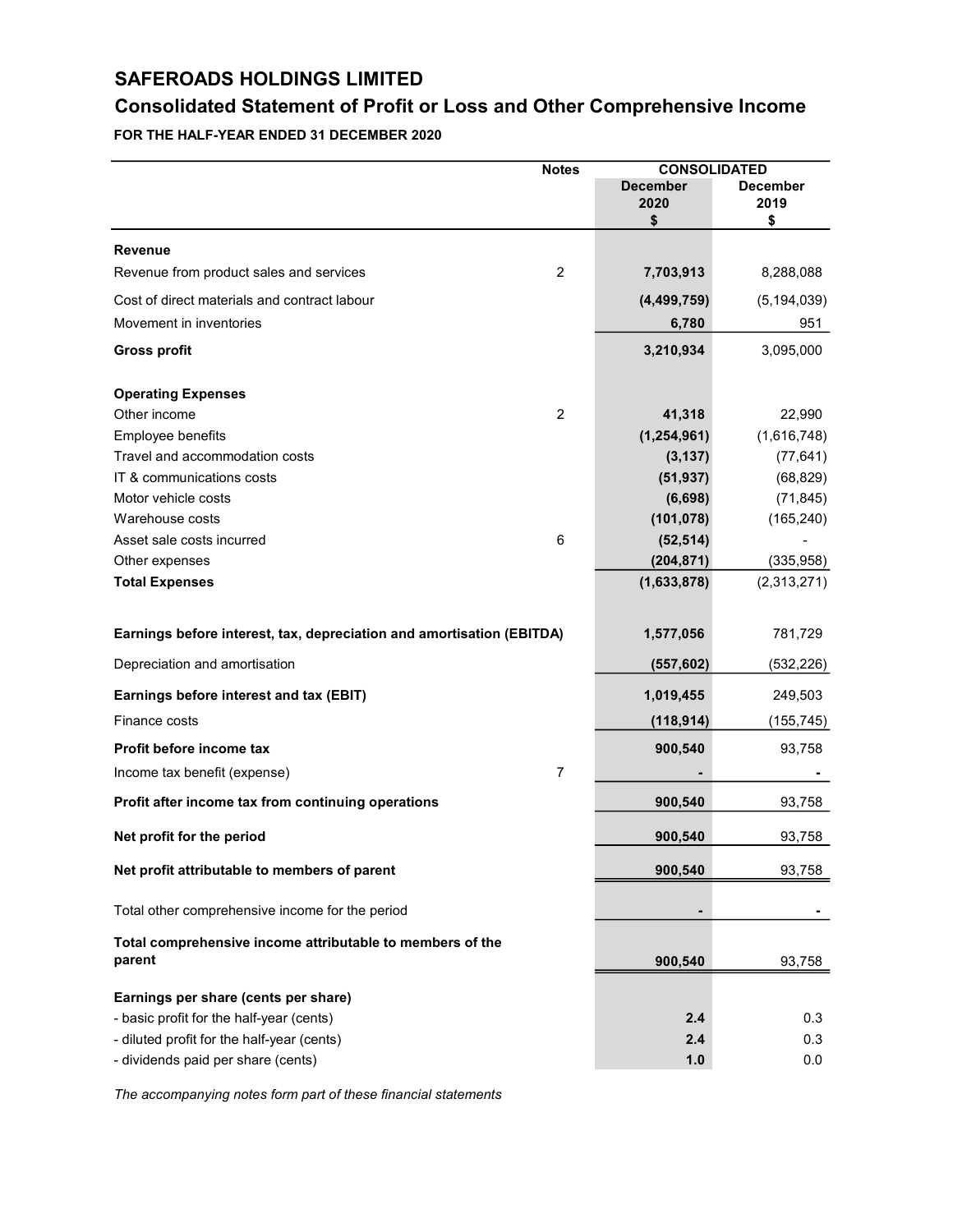# SAFEROADS HOLDINGS LIMITED

## Consolidated Statement of Profit or Loss and Other Comprehensive Income

**FOR THE HALF-YEAR ENDED 31 DECEMBER 2020**

| | Notes | CONSOLIDATED | |
|---|---|---|---|
| | | December 2020 $ | December 2019 $ |
| **Revenue** | | | |
| Revenue from product sales and services | 2 | **7,703,913** | 8,288,088 |
| Cost of direct materials and contract labour | | **(4,499,759)** | (5,194,039) |
| Movement in inventories | | **6,780** | 951 |
| **Gross profit** | | **3,210,934** | 3,095,000 |
| | | | |
| **Operating Expenses** | | | |
| Other income | 2 | **41,318** | 22,990 |
| Employee benefits | | **(1,254,961)** | (1,616,748) |
| Travel and accommodation costs | | **(3,137)** | (77,641) |
| IT & communications costs | | **(51,937)** | (68,829) |
| Motor vehicle costs | | **(6,698)** | (71,845) |
| Warehouse costs | | **(101,078)** | (165,240) |
| Asset sale costs incurred | 6 | **(52,514)** | - |
| Other expenses | | **(204,871)** | (335,958) |
| **Total Expenses** | | **(1,633,878)** | (2,313,271) |
| | | | |
| **Earnings before interest, tax, depreciation and amortisation (EBITDA)** | | **1,577,056** | 781,729 |
| Depreciation and amortisation | | **(557,602)** | (532,226) |
| **Earnings before interest and tax (EBIT)** | | **1,019,455** | 249,503 |
| Finance costs | | **(118,914)** | (155,745) |
| **Profit before income tax** | | **900,540** | 93,758 |
| Income tax benefit (expense) | 7 | **-** | **-** |
| **Profit after income tax from continuing operations** | | **900,540** | 93,758 |
| **Net profit for the period** | | **900,540** | 93,758 |
| **Net profit attributable to members of parent** | | **900,540** | 93,758 |
| | | | |
| Total other comprehensive income for the period | | **-** | **-** |
| **Total comprehensive income attributable to members of the parent** | | **900,540** | 93,758 |
| | | | |
| **Earnings per share (cents per share)** | | | |
| - basic profit for the half-year (cents) | | **2.4** | 0.3 |
| - diluted profit for the half-year (cents) | | **2.4** | 0.3 |
| - dividends paid per share (cents) | | **1.0** | 0.0 |

*The accompanying notes form part of these financial statements*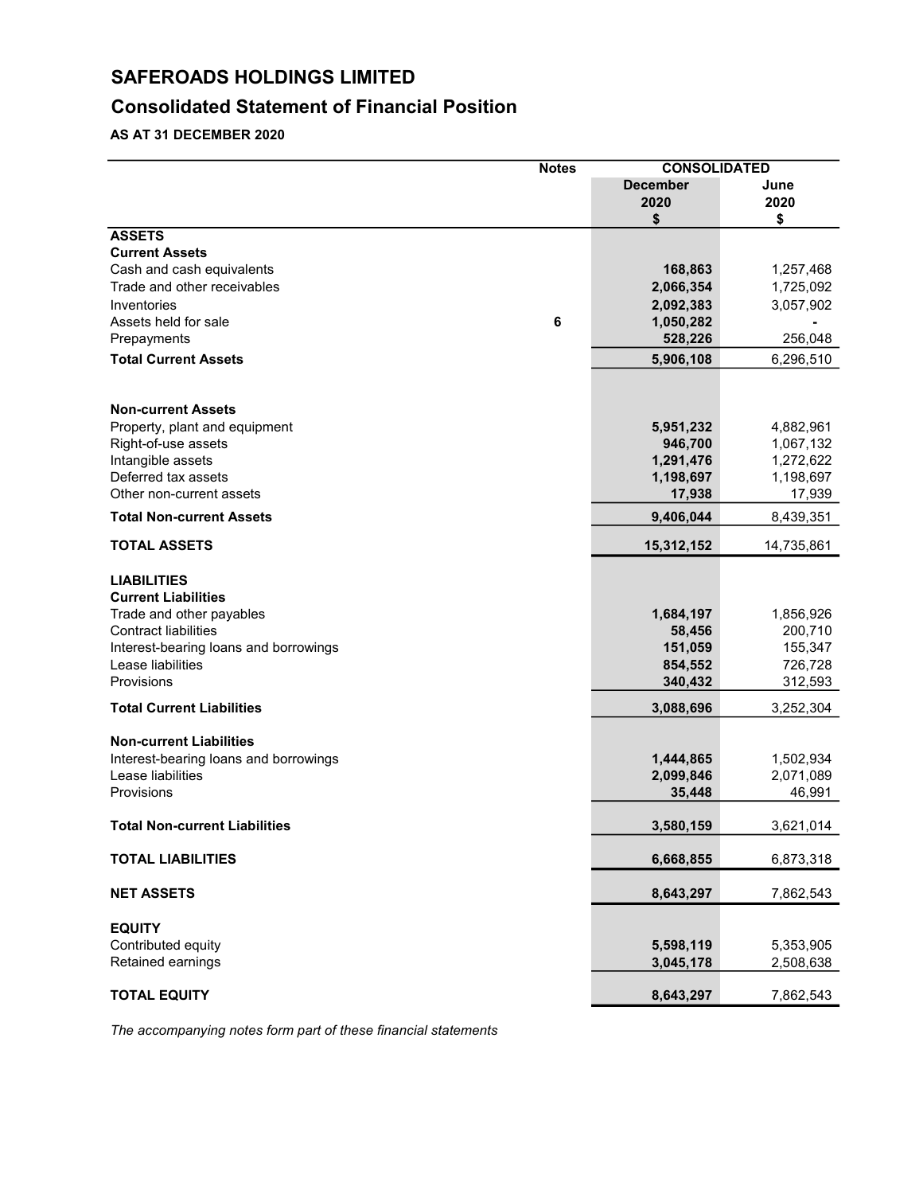# SAFEROADS HOLDINGS LIMITED

## Consolidated Statement of Financial Position

**AS AT 31 DECEMBER 2020**

| | Notes | CONSOLIDATED | |
|---|---|---|---|
| | | **December 2020 $** | **June 2020 $** |
| **ASSETS** | | | |
| **Current Assets** | | | |
| Cash and cash equivalents | | **168,863** | 1,257,468 |
| Trade and other receivables | | **2,066,354** | 1,725,092 |
| Inventories | | **2,092,383** | 3,057,902 |
| Assets held for sale | **6** | **1,050,282** | - |
| Prepayments | | **528,226** | 256,048 |
| **Total Current Assets** | | **5,906,108** | 6,296,510 |
| | | | |
| **Non-current Assets** | | | |
| Property, plant and equipment | | **5,951,232** | 4,882,961 |
| Right-of-use assets | | **946,700** | 1,067,132 |
| Intangible assets | | **1,291,476** | 1,272,622 |
| Deferred tax assets | | **1,198,697** | 1,198,697 |
| Other non-current assets | | **17,938** | 17,939 |
| **Total Non-current Assets** | | **9,406,044** | 8,439,351 |
| | | | |
| **TOTAL ASSETS** | | **15,312,152** | 14,735,861 |
| | | | |
| **LIABILITIES** | | | |
| **Current Liabilities** | | | |
| Trade and other payables | | **1,684,197** | 1,856,926 |
| Contract liabilities | | **58,456** | 200,710 |
| Interest-bearing loans and borrowings | | **151,059** | 155,347 |
| Lease liabilities | | **854,552** | 726,728 |
| Provisions | | **340,432** | 312,593 |
| **Total Current Liabilities** | | **3,088,696** | 3,252,304 |
| | | | |
| **Non-current Liabilities** | | | |
| Interest-bearing loans and borrowings | | **1,444,865** | 1,502,934 |
| Lease liabilities | | **2,099,846** | 2,071,089 |
| Provisions | | **35,448** | 46,991 |
| **Total Non-current Liabilities** | | **3,580,159** | 3,621,014 |
| | | | |
| **TOTAL LIABILITIES** | | **6,668,855** | 6,873,318 |
| | | | |
| **NET ASSETS** | | **8,643,297** | 7,862,543 |
| | | | |
| **EQUITY** | | | |
| Contributed equity | | **5,598,119** | 5,353,905 |
| Retained earnings | | **3,045,178** | 2,508,638 |
| | | | |
| **TOTAL EQUITY** | | **8,643,297** | 7,862,543 |

*The accompanying notes form part of these financial statements*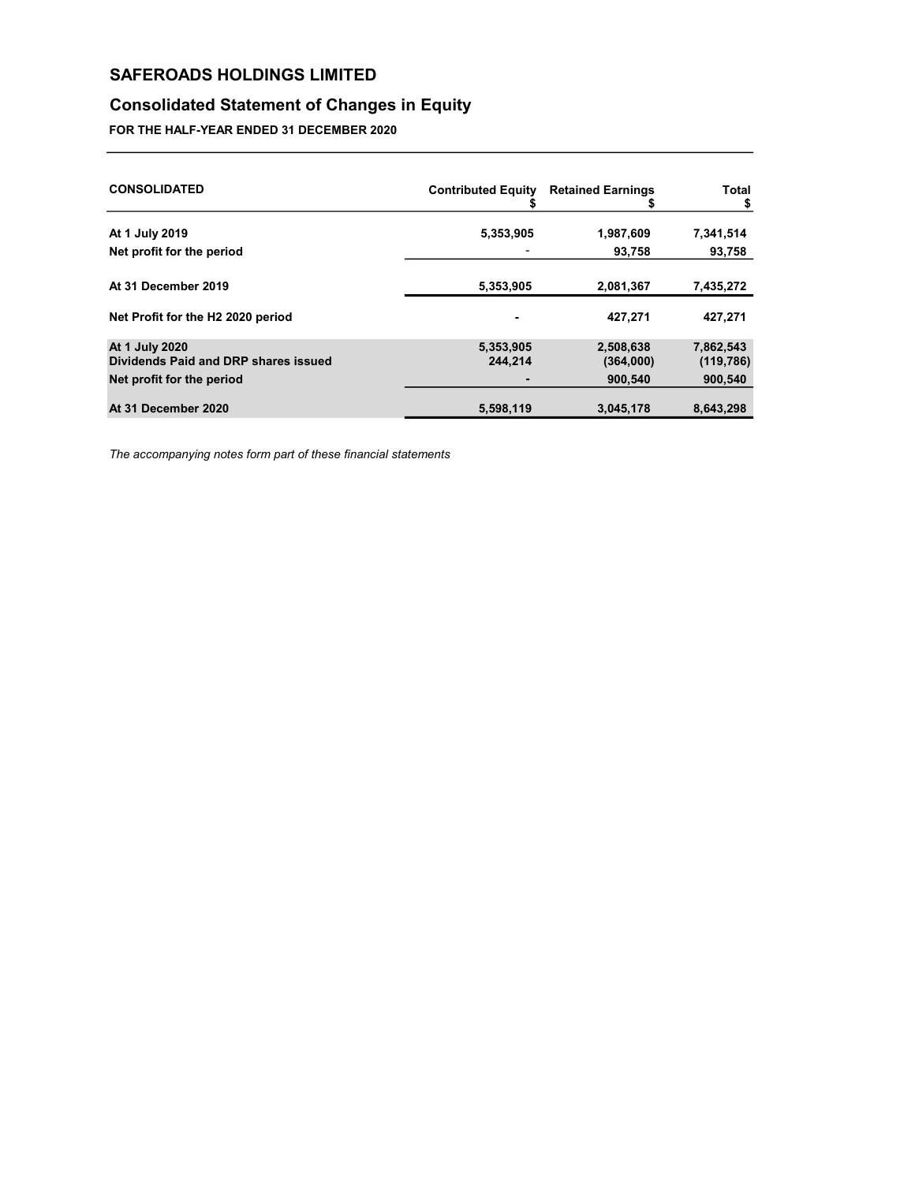# SAFEROADS HOLDINGS LIMITED

## Consolidated Statement of Changes in Equity

**FOR THE HALF-YEAR ENDED 31 DECEMBER 2020**

| CONSOLIDATED | Contributed Equity $ | Retained Earnings $ | Total $ |
|---|---|---|---|
| **At 1 July 2019** | 5,353,905 | 1,987,609 | 7,341,514 |
| **Net profit for the period** | - | 93,758 | 93,758 |
| **At 31 December 2019** | 5,353,905 | 2,081,367 | 7,435,272 |
| **Net Profit for the H2 2020 period** | - | 427,271 | 427,271 |
| **At 1 July 2020** | 5,353,905 | 2,508,638 | 7,862,543 |
| **Dividends Paid and DRP shares issued** | 244,214 | (364,000) | (119,786) |
| **Net profit for the period** | - | 900,540 | 900,540 |
| **At 31 December 2020** | 5,598,119 | 3,045,178 | 8,643,298 |

*The accompanying notes form part of these financial statements*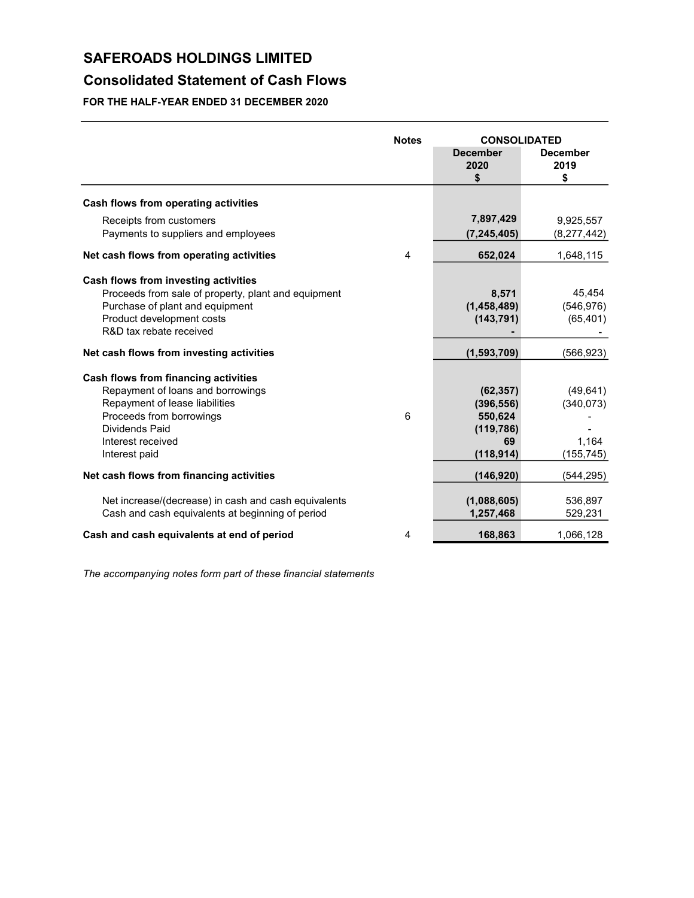# SAFEROADS HOLDINGS LIMITED

## Consolidated Statement of Cash Flows

**FOR THE HALF-YEAR ENDED 31 DECEMBER 2020**

| | Notes | CONSOLIDATED | |
|---|---|---|---|
| | | **December 2020 $** | **December 2019 $** |
| **Cash flows from operating activities** | | | |
| Receipts from customers | | **7,897,429** | 9,925,557 |
| Payments to suppliers and employees | | **(7,245,405)** | (8,277,442) |
| **Net cash flows from operating activities** | 4 | **652,024** | 1,648,115 |
| **Cash flows from investing activities** | | | |
| Proceeds from sale of property, plant and equipment | | **8,571** | 45,454 |
| Purchase of plant and equipment | | **(1,458,489)** | (546,976) |
| Product development costs | | **(143,791)** | (65,401) |
| R&D tax rebate received | | **-** | - |
| **Net cash flows from investing activities** | | **(1,593,709)** | (566,923) |
| **Cash flows from financing activities** | | | |
| Repayment of loans and borrowings | | **(62,357)** | (49,641) |
| Repayment of lease liabilities | | **(396,556)** | (340,073) |
| Proceeds from borrowings | 6 | **550,624** | - |
| Dividends Paid | | **(119,786)** | - |
| Interest received | | **69** | 1,164 |
| Interest paid | | **(118,914)** | (155,745) |
| **Net cash flows from financing activities** | | **(146,920)** | (544,295) |
| Net increase/(decrease) in cash and cash equivalents | | **(1,088,605)** | 536,897 |
| Cash and cash equivalents at beginning of period | | **1,257,468** | 529,231 |
| **Cash and cash equivalents at end of period** | 4 | **168,863** | 1,066,128 |

*The accompanying notes form part of these financial statements*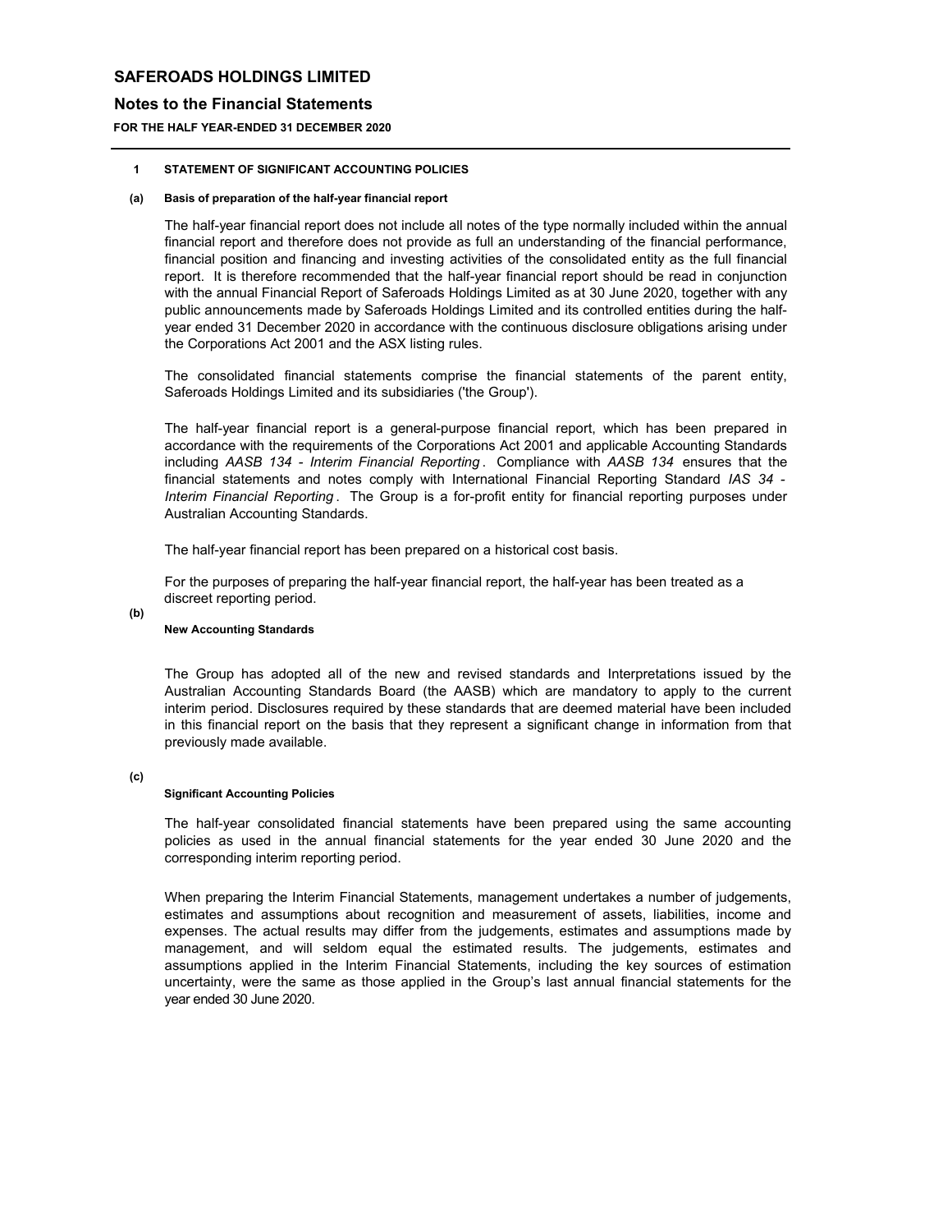# SAFEROADS HOLDINGS LIMITED

## Notes to the Financial Statements

**FOR THE HALF YEAR-ENDED 31 DECEMBER 2020**

### 1 STATEMENT OF SIGNIFICANT ACCOUNTING POLICIES

#### (a) Basis of preparation of the half-year financial report

The half-year financial report does not include all notes of the type normally included within the annual financial report and therefore does not provide as full an understanding of the financial performance, financial position and financing and investing activities of the consolidated entity as the full financial report. It is therefore recommended that the half-year financial report should be read in conjunction with the annual Financial Report of Saferoads Holdings Limited as at 30 June 2020, together with any public announcements made by Saferoads Holdings Limited and its controlled entities during the half-year ended 31 December 2020 in accordance with the continuous disclosure obligations arising under the Corporations Act 2001 and the ASX listing rules.

The consolidated financial statements comprise the financial statements of the parent entity, Saferoads Holdings Limited and its subsidiaries ('the Group').

The half-year financial report is a general-purpose financial report, which has been prepared in accordance with the requirements of the Corporations Act 2001 and applicable Accounting Standards including *AASB 134 - Interim Financial Reporting*. Compliance with *AASB 134* ensures that the financial statements and notes comply with International Financial Reporting Standard *IAS 34 - Interim Financial Reporting*. The Group is a for-profit entity for financial reporting purposes under Australian Accounting Standards.

The half-year financial report has been prepared on a historical cost basis.

For the purposes of preparing the half-year financial report, the half-year has been treated as a discreet reporting period.

#### (b) New Accounting Standards

The Group has adopted all of the new and revised standards and Interpretations issued by the Australian Accounting Standards Board (the AASB) which are mandatory to apply to the current interim period. Disclosures required by these standards that are deemed material have been included in this financial report on the basis that they represent a significant change in information from that previously made available.

#### (c) Significant Accounting Policies

The half-year consolidated financial statements have been prepared using the same accounting policies as used in the annual financial statements for the year ended 30 June 2020 and the corresponding interim reporting period.

When preparing the Interim Financial Statements, management undertakes a number of judgements, estimates and assumptions about recognition and measurement of assets, liabilities, income and expenses. The actual results may differ from the judgements, estimates and assumptions made by management, and will seldom equal the estimated results. The judgements, estimates and assumptions applied in the Interim Financial Statements, including the key sources of estimation uncertainty, were the same as those applied in the Group's last annual financial statements for the year ended 30 June 2020.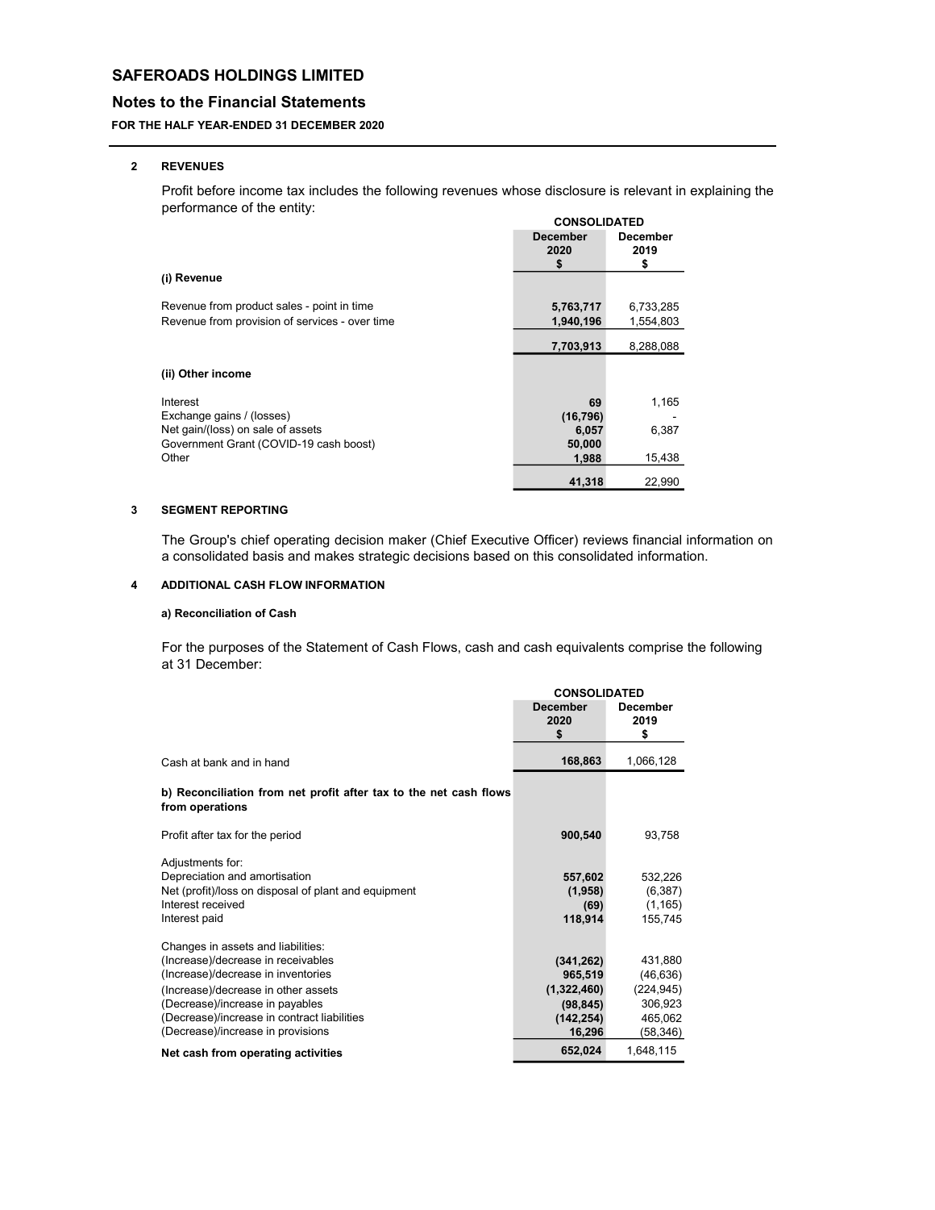# SAFEROADS HOLDINGS LIMITED

## Notes to the Financial Statements

**FOR THE HALF YEAR-ENDED 31 DECEMBER 2020**

### 2 REVENUES

Profit before income tax includes the following revenues whose disclosure is relevant in explaining the performance of the entity:

| | CONSOLIDATED | |
|---|---|---|
| | **December 2020 $** | **December 2019 $** |
| **(i) Revenue** | | |
| Revenue from product sales - point in time | **5,763,717** | 6,733,285 |
| Revenue from provision of services - over time | **1,940,196** | 1,554,803 |
| | **7,703,913** | 8,288,088 |
| **(ii) Other income** | | |
| Interest | **69** | 1,165 |
| Exchange gains / (losses) | **(16,796)** | - |
| Net gain/(loss) on sale of assets | **6,057** | 6,387 |
| Government Grant (COVID-19 cash boost) | **50,000** | |
| Other | **1,988** | 15,438 |
| | **41,318** | 22,990 |

### 3 SEGMENT REPORTING

The Group's chief operating decision maker (Chief Executive Officer) reviews financial information on a consolidated basis and makes strategic decisions based on this consolidated information.

### 4 ADDITIONAL CASH FLOW INFORMATION

#### a) Reconciliation of Cash

For the purposes of the Statement of Cash Flows, cash and cash equivalents comprise the following at 31 December:

| | CONSOLIDATED | |
|---|---|---|
| | **December 2020 $** | **December 2019 $** |
| Cash at bank and in hand | **168,863** | 1,066,128 |
| **b) Reconciliation from net profit after tax to the net cash flows from operations** | | |
| Profit after tax for the period | **900,540** | 93,758 |
| Adjustments for: | | |
| Depreciation and amortisation | **557,602** | 532,226 |
| Net (profit)/loss on disposal of plant and equipment | **(1,958)** | (6,387) |
| Interest received | **(69)** | (1,165) |
| Interest paid | **118,914** | 155,745 |
| Changes in assets and liabilities: | | |
| (Increase)/decrease in receivables | **(341,262)** | 431,880 |
| (Increase)/decrease in inventories | **965,519** | (46,636) |
| (Increase)/decrease in other assets | **(1,322,460)** | (224,945) |
| (Decrease)/increase in payables | **(98,845)** | 306,923 |
| (Decrease)/increase in contract liabilities | **(142,254)** | 465,062 |
| (Decrease)/increase in provisions | **16,296** | (58,346) |
| **Net cash from operating activities** | **652,024** | 1,648,115 |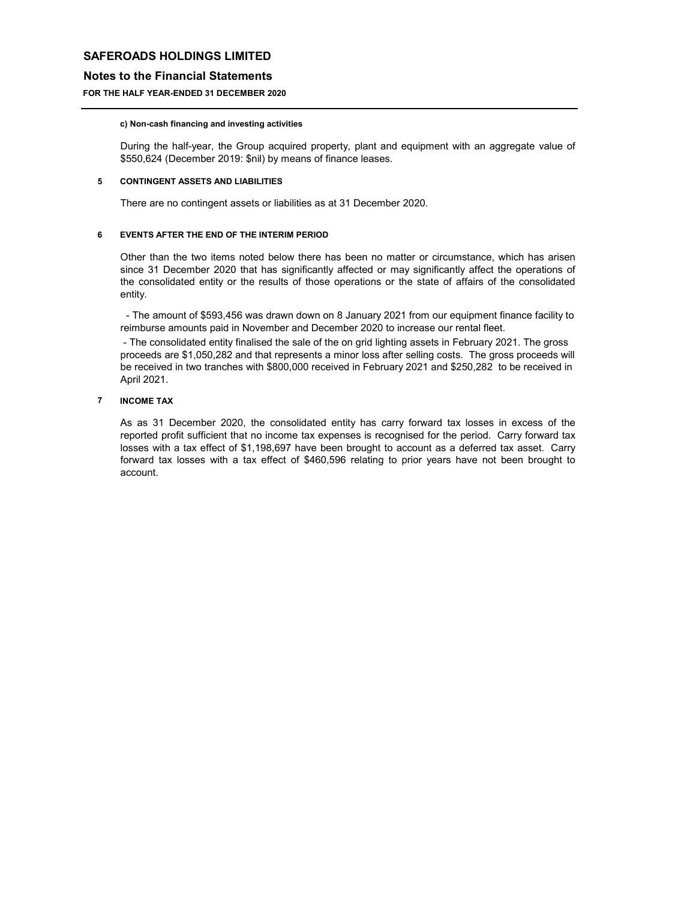**c) Non-cash financing and investing activities**

During the half-year, the Group acquired property, plant and equipment with an aggregate value of $550,624 (December 2019: $nil) by means of finance leases.

## 5 CONTINGENT ASSETS AND LIABILITIES

There are no contingent assets or liabilities as at 31 December 2020.

## 6 EVENTS AFTER THE END OF THE INTERIM PERIOD

Other than the two items noted below there has been no matter or circumstance, which has arisen since 31 December 2020 that has significantly affected or may significantly affect the operations of the consolidated entity or the results of those operations or the state of affairs of the consolidated entity.

- The amount of $593,456 was drawn down on 8 January 2021 from our equipment finance facility to reimburse amounts paid in November and December 2020 to increase our rental fleet.
- The consolidated entity finalised the sale of the on grid lighting assets in February 2021. The gross proceeds are $1,050,282 and that represents a minor loss after selling costs. The gross proceeds will be received in two tranches with $800,000 received in February 2021 and $250,282 to be received in April 2021.

## 7 INCOME TAX

As as 31 December 2020, the consolidated entity has carry forward tax losses in excess of the reported profit sufficient that no income tax expenses is recognised for the period. Carry forward tax losses with a tax effect of $1,198,697 have been brought to account as a deferred tax asset. Carry forward tax losses with a tax effect of $460,596 relating to prior years have not been brought to account.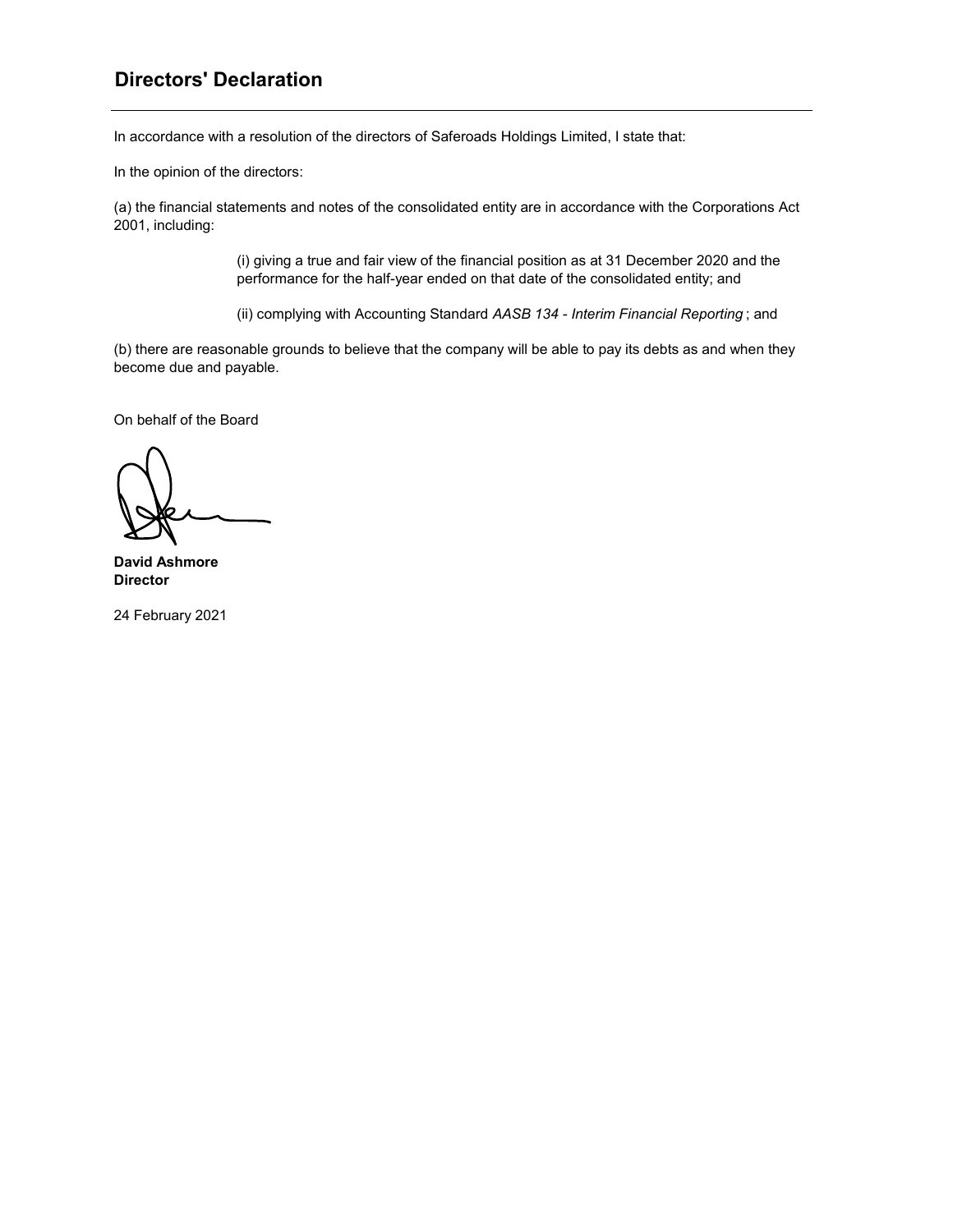## Directors' Declaration

In accordance with a resolution of the directors of Saferoads Holdings Limited, I state that:

In the opinion of the directors:

(a) the financial statements and notes of the consolidated entity are in accordance with the Corporations Act 2001, including:

(i) giving a true and fair view of the financial position as at 31 December 2020 and the performance for the half-year ended on that date of the consolidated entity; and

(ii) complying with Accounting Standard *AASB 134 - Interim Financial Reporting* ; and

(b) there are reasonable grounds to believe that the company will be able to pay its debts as and when they become due and payable.

On behalf of the Board

**David Ashmore**
**Director**

24 February 2021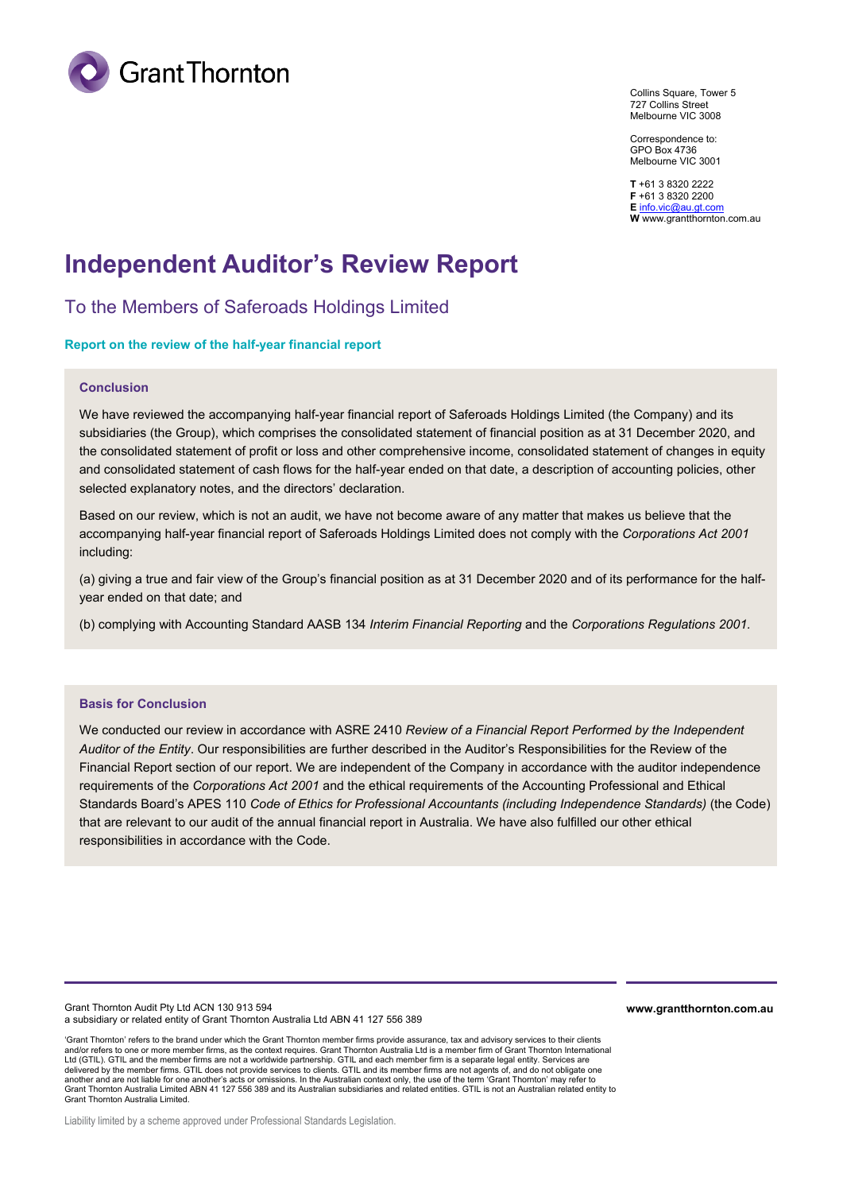Collins Square, Tower 5
727 Collins Street
Melbourne VIC 3008

Correspondence to:
GPO Box 4736
Melbourne VIC 3001

**T** +61 3 8320 2222
**F** +61 3 8320 2200
**E** info.vic@au.gt.com
**W** www.grantthornton.com.au

# Independent Auditor's Review Report

## To the Members of Saferoads Holdings Limited

### Report on the review of the half-year financial report

#### Conclusion

We have reviewed the accompanying half-year financial report of Saferoads Holdings Limited (the Company) and its subsidiaries (the Group), which comprises the consolidated statement of financial position as at 31 December 2020, and the consolidated statement of profit or loss and other comprehensive income, consolidated statement of changes in equity and consolidated statement of cash flows for the half-year ended on that date, a description of accounting policies, other selected explanatory notes, and the directors' declaration.

Based on our review, which is not an audit, we have not become aware of any matter that makes us believe that the accompanying half-year financial report of Saferoads Holdings Limited does not comply with the *Corporations Act 2001* including:

(a) giving a true and fair view of the Group's financial position as at 31 December 2020 and of its performance for the half-year ended on that date; and

(b) complying with Accounting Standard AASB 134 *Interim Financial Reporting* and the *Corporations Regulations 2001*.

#### Basis for Conclusion

We conducted our review in accordance with ASRE 2410 *Review of a Financial Report Performed by the Independent Auditor of the Entity*. Our responsibilities are further described in the Auditor's Responsibilities for the Review of the Financial Report section of our report. We are independent of the Company in accordance with the auditor independence requirements of the *Corporations Act 2001* and the ethical requirements of the Accounting Professional and Ethical Standards Board's APES 110 *Code of Ethics for Professional Accountants (including Independence Standards)* (the Code) that are relevant to our audit of the annual financial report in Australia. We have also fulfilled our other ethical responsibilities in accordance with the Code.

Grant Thornton Audit Pty Ltd ACN 130 913 594
a subsidiary or related entity of Grant Thornton Australia Ltd ABN 41 127 556 389

**www.grantthornton.com.au**

'Grant Thornton' refers to the brand under which the Grant Thornton member firms provide assurance, tax and advisory services to their clients and/or refers to one or more member firms, as the context requires. Grant Thornton Australia Ltd is a member firm of Grant Thornton International Ltd (GTIL). GTIL and the member firms are not a worldwide partnership. GTIL and each member firm is a separate legal entity. Services are delivered by the member firms. GTIL does not provide services to clients. GTIL and its member firms are not agents of, and do not obligate one another and are not liable for one another's acts or omissions. In the Australian context only, the use of the term 'Grant Thornton' may refer to Grant Thornton Australia Limited ABN 41 127 556 389 and its Australian subsidiaries and related entities. GTIL is not an Australian related entity to Grant Thornton Australia Limited.

Liability limited by a scheme approved under Professional Standards Legislation.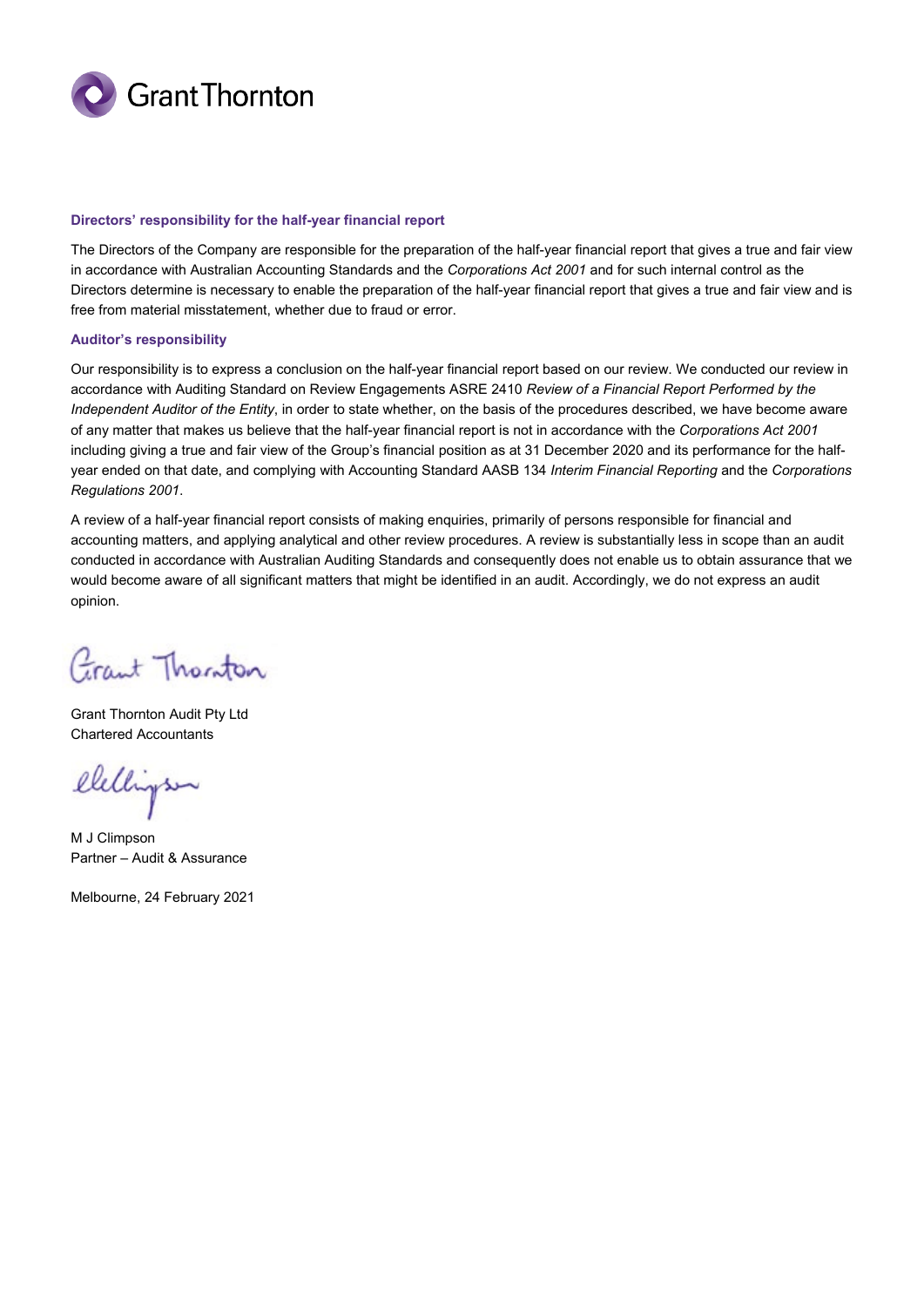### Directors' responsibility for the half-year financial report

The Directors of the Company are responsible for the preparation of the half-year financial report that gives a true and fair view in accordance with Australian Accounting Standards and the *Corporations Act 2001* and for such internal control as the Directors determine is necessary to enable the preparation of the half-year financial report that gives a true and fair view and is free from material misstatement, whether due to fraud or error.

### Auditor's responsibility

Our responsibility is to express a conclusion on the half-year financial report based on our review. We conducted our review in accordance with Auditing Standard on Review Engagements ASRE 2410 *Review of a Financial Report Performed by the Independent Auditor of the Entity*, in order to state whether, on the basis of the procedures described, we have become aware of any matter that makes us believe that the half-year financial report is not in accordance with the *Corporations Act 2001* including giving a true and fair view of the Group's financial position as at 31 December 2020 and its performance for the half-year ended on that date, and complying with Accounting Standard AASB 134 *Interim Financial Reporting* and the *Corporations Regulations 2001*.

A review of a half-year financial report consists of making enquiries, primarily of persons responsible for financial and accounting matters, and applying analytical and other review procedures. A review is substantially less in scope than an audit conducted in accordance with Australian Auditing Standards and consequently does not enable us to obtain assurance that we would become aware of all significant matters that might be identified in an audit. Accordingly, we do not express an audit opinion.

Grant Thornton Audit Pty Ltd
Chartered Accountants

M J Climpson
Partner – Audit & Assurance

Melbourne, 24 February 2021